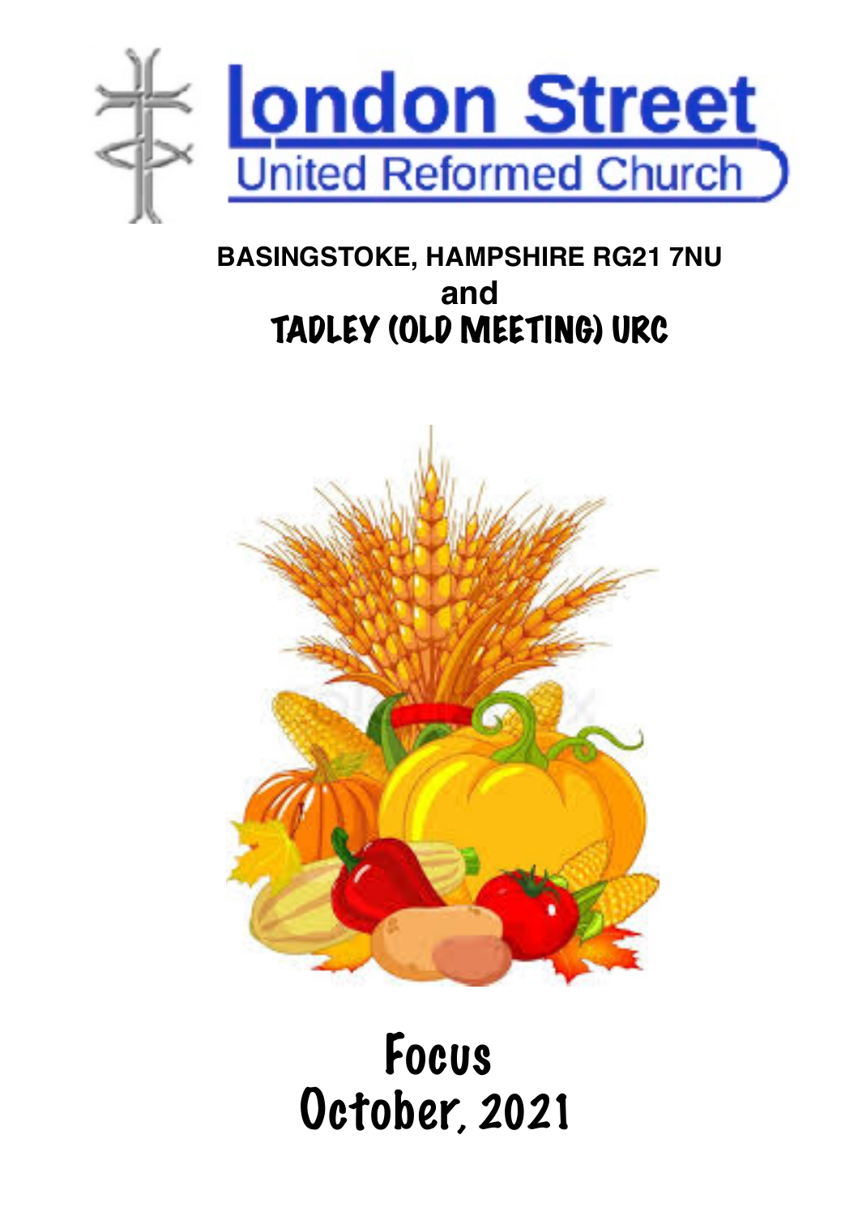# London Street

United Reformed Church

**BASINGSTOKE, HAMPSHIRE RG21 7NU**

**and**

## TADLEY (OLD MEETING) URC

# Focus
# October, 2021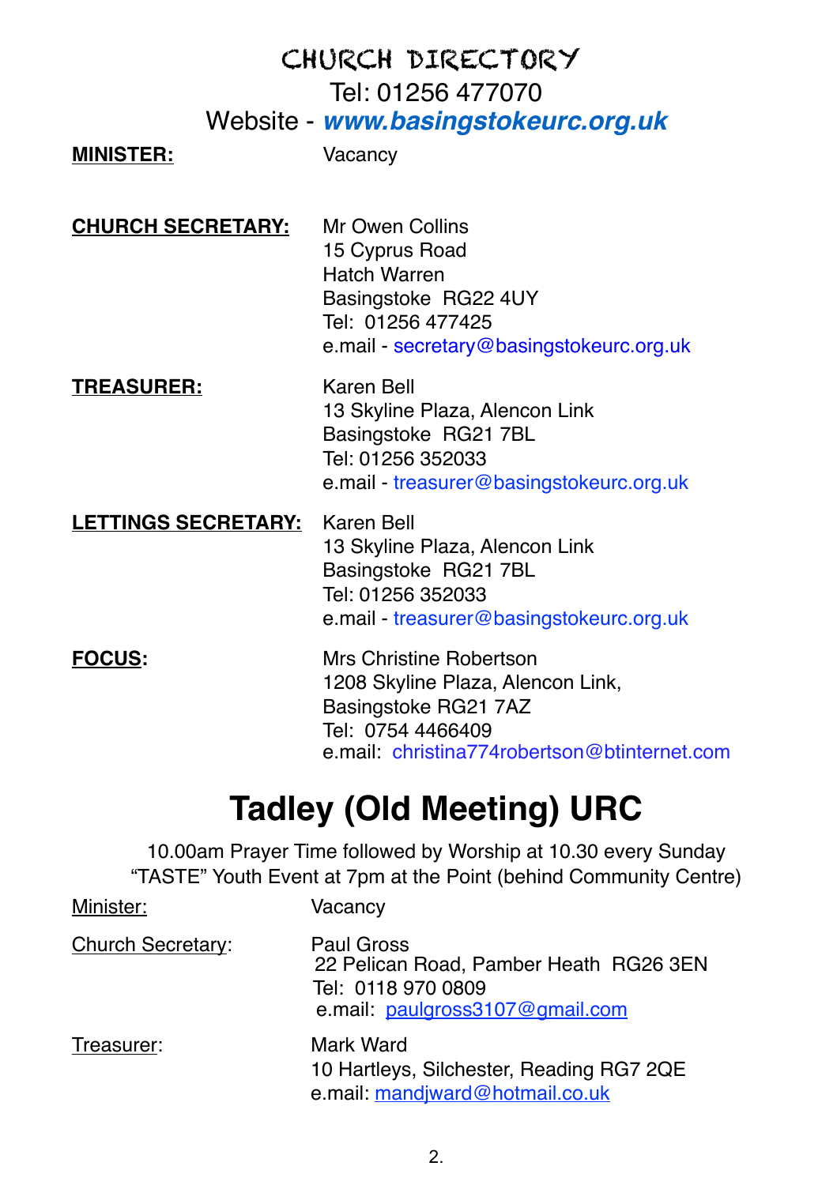# CHURCH DIRECTORY

Tel: 01256 477070

Website - ***www.basingstokeurc.org.uk***

**MINISTER:** Vacancy

**CHURCH SECRETARY:** Mr Owen Collins
15 Cyprus Road
Hatch Warren
Basingstoke RG22 4UY
Tel: 01256 477425
e.mail - secretary@basingstokeurc.org.uk

**TREASURER:** Karen Bell
13 Skyline Plaza, Alencon Link
Basingstoke RG21 7BL
Tel: 01256 352033
e.mail - treasurer@basingstokeurc.org.uk

**LETTINGS SECRETARY:** Karen Bell
13 Skyline Plaza, Alencon Link
Basingstoke RG21 7BL
Tel: 01256 352033
e.mail - treasurer@basingstokeurc.org.uk

**FOCUS:** Mrs Christine Robertson
1208 Skyline Plaza, Alencon Link,
Basingstoke RG21 7AZ
Tel: 0754 4466409
e.mail: christina774robertson@btinternet.com

# Tadley (Old Meeting) URC

10.00am Prayer Time followed by Worship at 10.30 every Sunday
"TASTE" Youth Event at 7pm at the Point (behind Community Centre)

Minister: Vacancy

Church Secretary: Paul Gross
22 Pelican Road, Pamber Heath RG26 3EN
Tel: 0118 970 0809
e.mail: paulgross3107@gmail.com

Treasurer: Mark Ward
10 Hartleys, Silchester, Reading RG7 2QE
e.mail: mandjward@hotmail.co.uk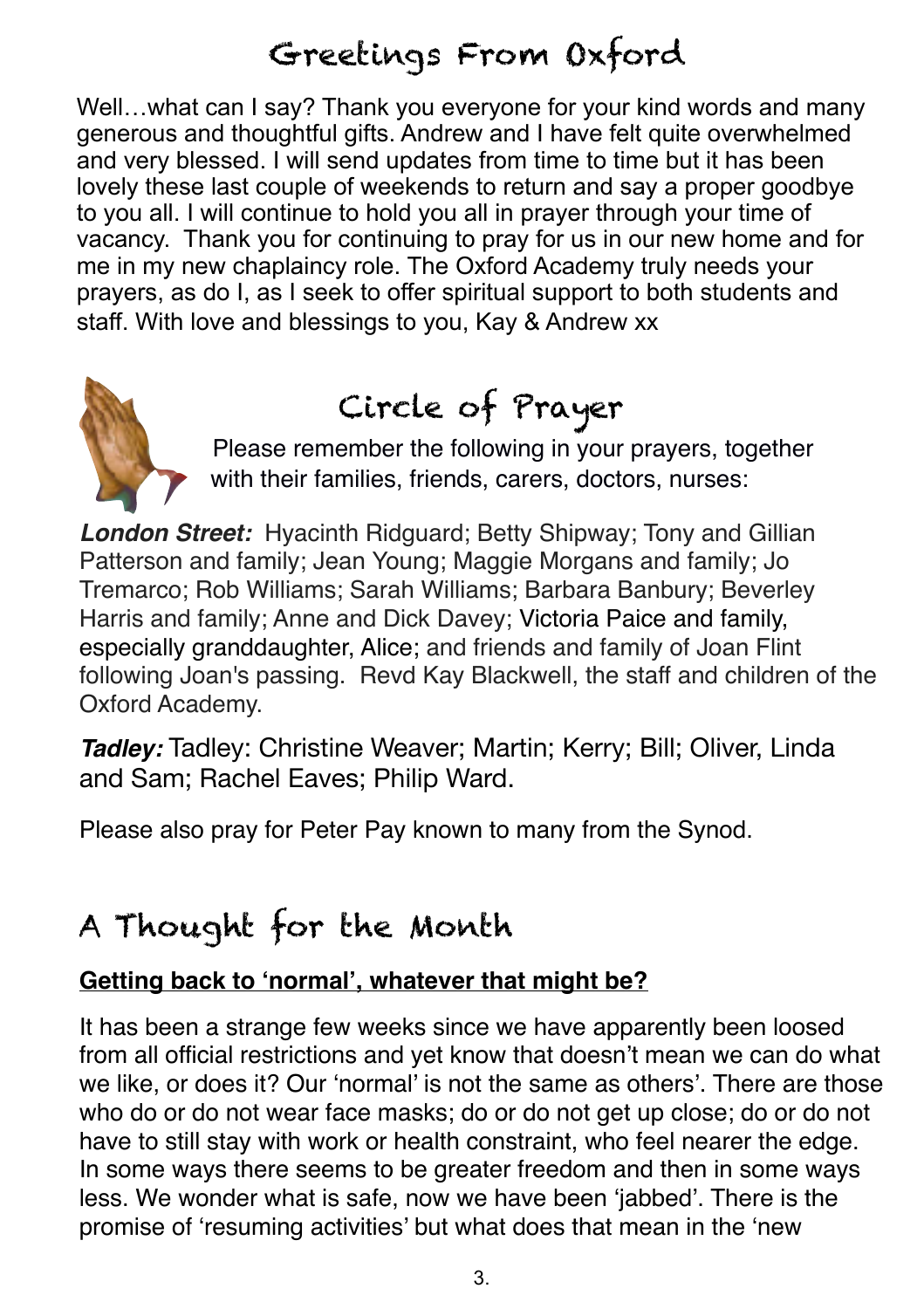# Greetings From Oxford

Well…what can I say? Thank you everyone for your kind words and many generous and thoughtful gifts. Andrew and I have felt quite overwhelmed and very blessed. I will send updates from time to time but it has been lovely these last couple of weekends to return and say a proper goodbye to you all. I will continue to hold you all in prayer through your time of vacancy. Thank you for continuing to pray for us in our new home and for me in my new chaplaincy role. The Oxford Academy truly needs your prayers, as do I, as I seek to offer spiritual support to both students and staff. With love and blessings to you, Kay & Andrew xx

# Circle of Prayer

Please remember the following in your prayers, together with their families, friends, carers, doctors, nurses:

***London Street:*** Hyacinth Ridguard; Betty Shipway; Tony and Gillian Patterson and family; Jean Young; Maggie Morgans and family; Jo Tremarco; Rob Williams; Sarah Williams; Barbara Banbury; Beverley Harris and family; Anne and Dick Davey; Victoria Paice and family, especially granddaughter, Alice; and friends and family of Joan Flint following Joan's passing. Revd Kay Blackwell, the staff and children of the Oxford Academy.

***Tadley:*** Tadley: Christine Weaver; Martin; Kerry; Bill; Oliver, Linda and Sam; Rachel Eaves; Philip Ward.

Please also pray for Peter Pay known to many from the Synod.

# A Thought for the Month

**Getting back to 'normal', whatever that might be?**

It has been a strange few weeks since we have apparently been loosed from all official restrictions and yet know that doesn't mean we can do what we like, or does it? Our 'normal' is not the same as others'. There are those who do or do not wear face masks; do or do not get up close; do or do not have to still stay with work or health constraint, who feel nearer the edge. In some ways there seems to be greater freedom and then in some ways less. We wonder what is safe, now we have been 'jabbed'. There is the promise of 'resuming activities' but what does that mean in the 'new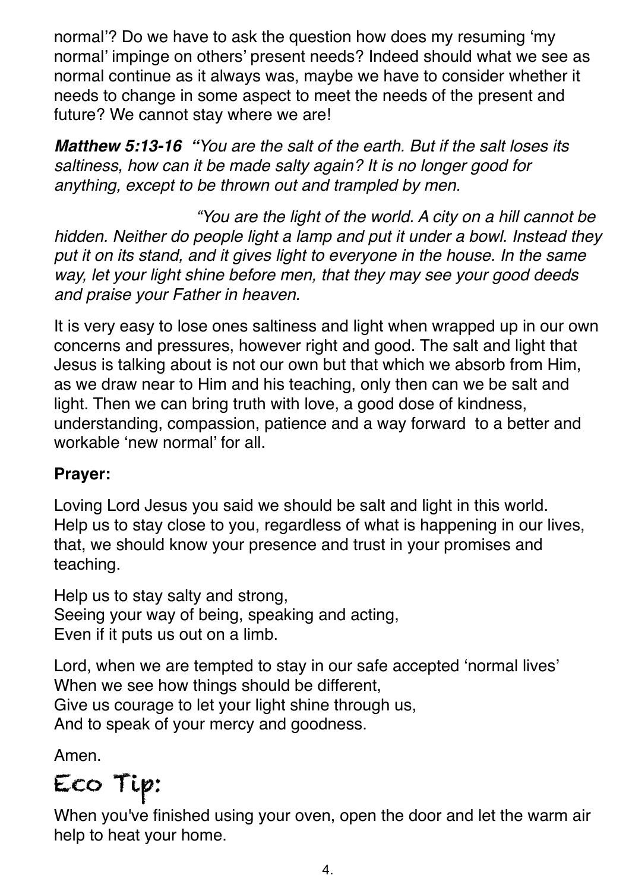normal'? Do we have to ask the question how does my resuming 'my normal' impinge on others' present needs? Indeed should what we see as normal continue as it always was, maybe we have to consider whether it needs to change in some aspect to meet the needs of the present and future? We cannot stay where we are!

***Matthew 5:13-16*** *"You are the salt of the earth. But if the salt loses its saltiness, how can it be made salty again? It is no longer good for anything, except to be thrown out and trampled by men.*

*"You are the light of the world. A city on a hill cannot be hidden. Neither do people light a lamp and put it under a bowl. Instead they put it on its stand, and it gives light to everyone in the house. In the same way, let your light shine before men, that they may see your good deeds and praise your Father in heaven.*

It is very easy to lose ones saltiness and light when wrapped up in our own concerns and pressures, however right and good. The salt and light that Jesus is talking about is not our own but that which we absorb from Him, as we draw near to Him and his teaching, only then can we be salt and light. Then we can bring truth with love, a good dose of kindness, understanding, compassion, patience and a way forward to a better and workable 'new normal' for all.

**Prayer:**

Loving Lord Jesus you said we should be salt and light in this world. Help us to stay close to you, regardless of what is happening in our lives, that, we should know your presence and trust in your promises and teaching.

Help us to stay salty and strong,
Seeing your way of being, speaking and acting,
Even if it puts us out on a limb.

Lord, when we are tempted to stay in our safe accepted 'normal lives'
When we see how things should be different,
Give us courage to let your light shine through us,
And to speak of your mercy and goodness.

Amen.

## Eco Tip:

When you've finished using your oven, open the door and let the warm air help to heat your home.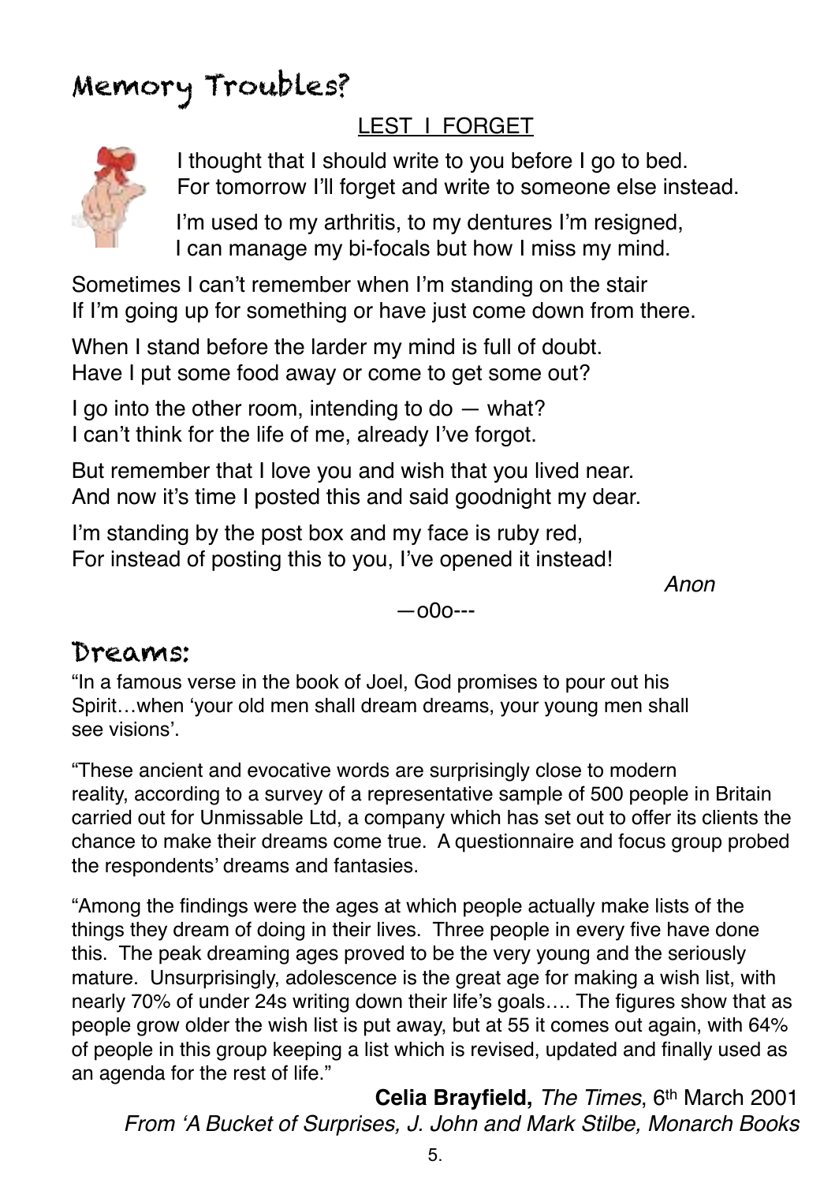# Memory Troubles?

## LEST I FORGET

I thought that I should write to you before I go to bed.
For tomorrow I'll forget and write to someone else instead.

I'm used to my arthritis, to my dentures I'm resigned,
I can manage my bi-focals but how I miss my mind.

Sometimes I can't remember when I'm standing on the stair
If I'm going up for something or have just come down from there.

When I stand before the larder my mind is full of doubt.
Have I put some food away or come to get some out?

I go into the other room, intending to do — what?
I can't think for the life of me, already I've forgot.

But remember that I love you and wish that you lived near.
And now it's time I posted this and said goodnight my dear.

I'm standing by the post box and my face is ruby red,
For instead of posting this to you, I've opened it instead!

*Anon*

—o0o---

# Dreams:

"In a famous verse in the book of Joel, God promises to pour out his Spirit…when 'your old men shall dream dreams, your young men shall see visions'.

"These ancient and evocative words are surprisingly close to modern reality, according to a survey of a representative sample of 500 people in Britain carried out for Unmissable Ltd, a company which has set out to offer its clients the chance to make their dreams come true. A questionnaire and focus group probed the respondents' dreams and fantasies.

"Among the findings were the ages at which people actually make lists of the things they dream of doing in their lives. Three people in every five have done this. The peak dreaming ages proved to be the very young and the seriously mature. Unsurprisingly, adolescence is the great age for making a wish list, with nearly 70% of under 24s writing down their life's goals…. The figures show that as people grow older the wish list is put away, but at 55 it comes out again, with 64% of people in this group keeping a list which is revised, updated and finally used as an agenda for the rest of life."

**Celia Brayfield,** *The Times*, 6th March 2001

*From 'A Bucket of Surprises, J. John and Mark Stilbe, Monarch Books*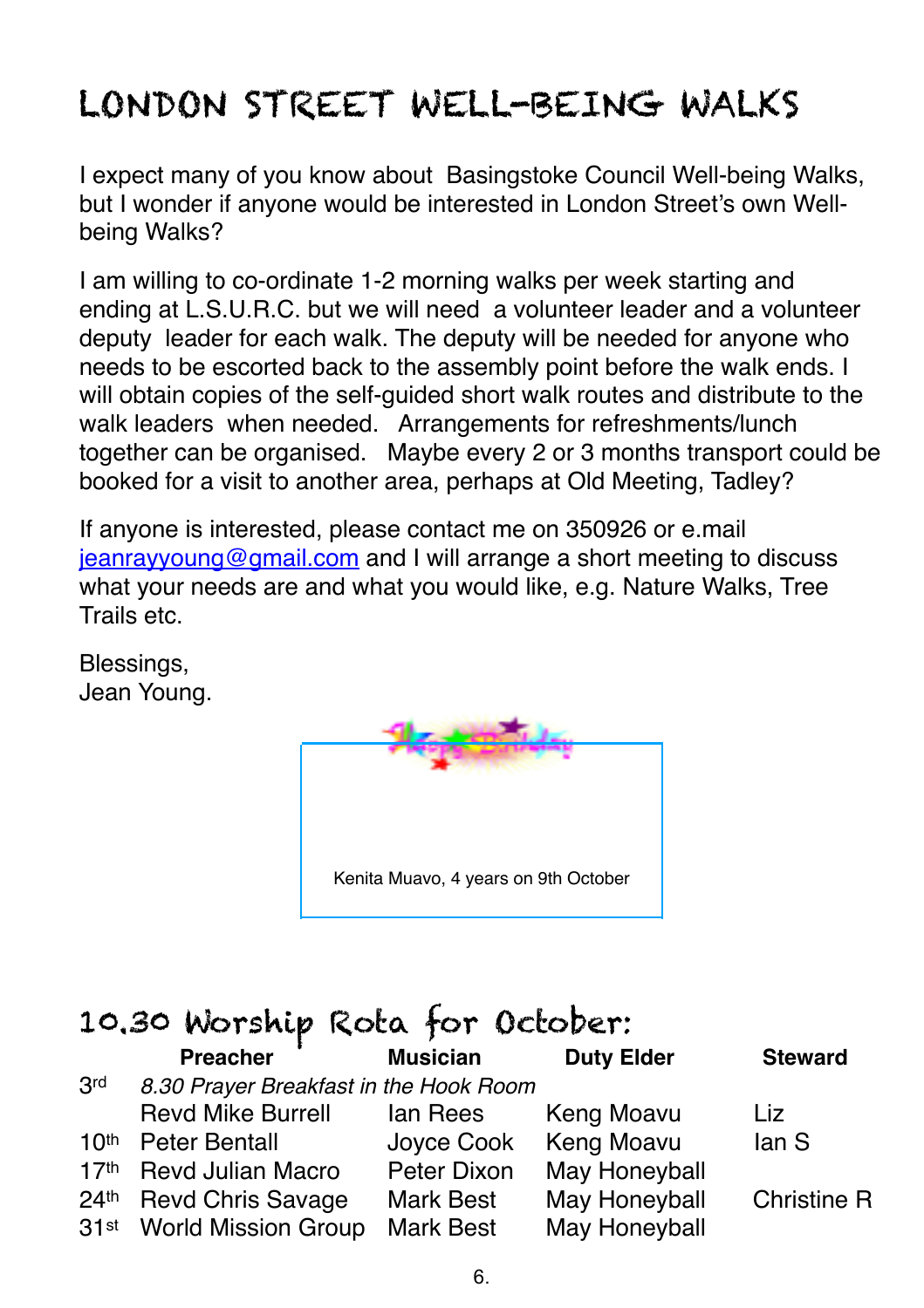# LONDON STREET WELL-BEING WALKS

I expect many of you know about Basingstoke Council Well-being Walks, but I wonder if anyone would be interested in London Street's own Well-being Walks?

I am willing to co-ordinate 1-2 morning walks per week starting and ending at L.S.U.R.C. but we will need a volunteer leader and a volunteer deputy leader for each walk. The deputy will be needed for anyone who needs to be escorted back to the assembly point before the walk ends. I will obtain copies of the self-guided short walk routes and distribute to the walk leaders when needed. Arrangements for refreshments/lunch together can be organised. Maybe every 2 or 3 months transport could be booked for a visit to another area, perhaps at Old Meeting, Tadley?

If anyone is interested, please contact me on 350926 or e.mail jeanrayyoung@gmail.com and I will arrange a short meeting to discuss what your needs are and what you would like, e.g. Nature Walks, Tree Trails etc.

Blessings,
Jean Young.

Happy Birthday

Kenita Muavo, 4 years on 9th October

## 10.30 Worship Rota for October:

| | Preacher | Musician | Duty Elder | Steward |
|---|---|---|---|---|
| 3rd | *8.30 Prayer Breakfast in the Hook Room* | | | |
| | Revd Mike Burrell | Ian Rees | Keng Moavu | Liz |
| 10th | Peter Bentall | Joyce Cook | Keng Moavu | Ian S |
| 17th | Revd Julian Macro | Peter Dixon | May Honeyball | |
| 24th | Revd Chris Savage | Mark Best | May Honeyball | Christine R |
| 31st | World Mission Group | Mark Best | May Honeyball | |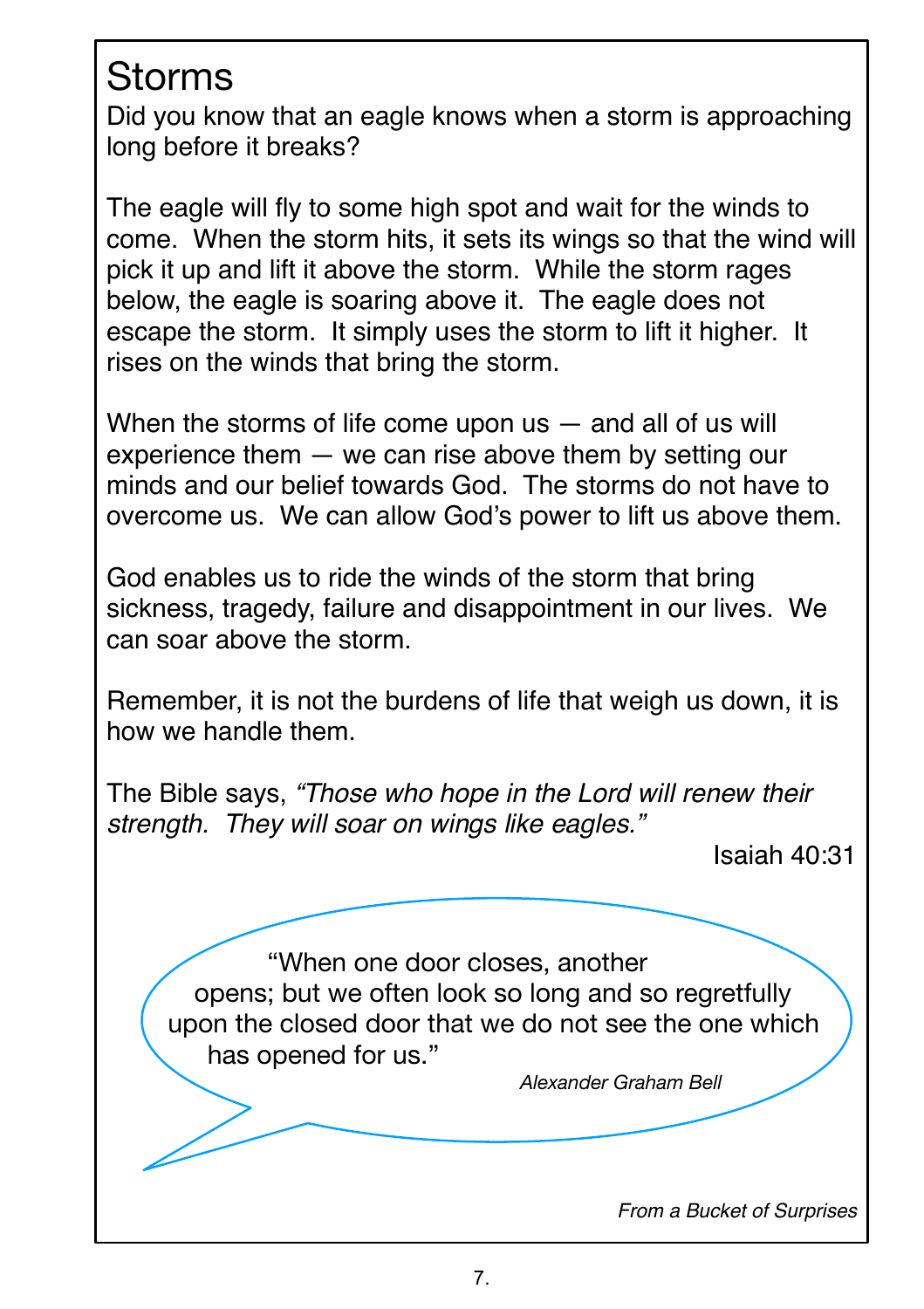# Storms

Did you know that an eagle knows when a storm is approaching long before it breaks?

The eagle will fly to some high spot and wait for the winds to come. When the storm hits, it sets its wings so that the wind will pick it up and lift it above the storm. While the storm rages below, the eagle is soaring above it. The eagle does not escape the storm. It simply uses the storm to lift it higher. It rises on the winds that bring the storm.

When the storms of life come upon us — and all of us will experience them — we can rise above them by setting our minds and our belief towards God. The storms do not have to overcome us. We can allow God's power to lift us above them.

God enables us to ride the winds of the storm that bring sickness, tragedy, failure and disappointment in our lives. We can soar above the storm.

Remember, it is not the burdens of life that weigh us down, it is how we handle them.

The Bible says, *"Those who hope in the Lord will renew their strength. They will soar on wings like eagles."*

Isaiah 40:31

"When one door closes, another opens; but we often look so long and so regretfully upon the closed door that we do not see the one which has opened for us."

*Alexander Graham Bell*

*From a Bucket of Surprises*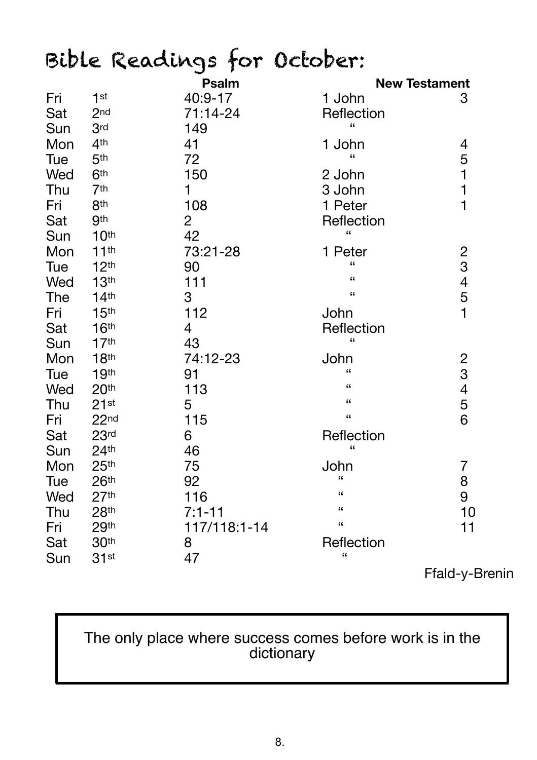# Bible Readings for October:

| | | Psalm | New Testament | |
|---|---|---|---|---|
| Fri | 1st | 40:9-17 | 1 John | 3 |
| Sat | 2nd | 71:14-24 | Reflection | |
| Sun | 3rd | 149 | " | |
| Mon | 4th | 41 | 1 John | 4 |
| Tue | 5th | 72 | " | 5 |
| Wed | 6th | 150 | 2 John | 1 |
| Thu | 7th | 1 | 3 John | 1 |
| Fri | 8th | 108 | 1 Peter | 1 |
| Sat | 9th | 2 | Reflection | |
| Sun | 10th | 42 | " | |
| Mon | 11th | 73:21-28 | 1 Peter | 2 |
| Tue | 12th | 90 | " | 3 |
| Wed | 13th | 111 | " | 4 |
| The | 14th | 3 | " | 5 |
| Fri | 15th | 112 | John | 1 |
| Sat | 16th | 4 | Reflection | |
| Sun | 17th | 43 | " | |
| Mon | 18th | 74:12-23 | John | 2 |
| Tue | 19th | 91 | " | 3 |
| Wed | 20th | 113 | " | 4 |
| Thu | 21st | 5 | " | 5 |
| Fri | 22nd | 115 | " | 6 |
| Sat | 23rd | 6 | Reflection | |
| Sun | 24th | 46 | " | |
| Mon | 25th | 75 | John | 7 |
| Tue | 26th | 92 | " | 8 |
| Wed | 27th | 116 | " | 9 |
| Thu | 28th | 7:1-11 | " | 10 |
| Fri | 29th | 117/118:1-14 | " | 11 |
| Sat | 30th | 8 | Reflection | |
| Sun | 31st | 47 | " | |

Ffald-y-Brenin

The only place where success comes before work is in the dictionary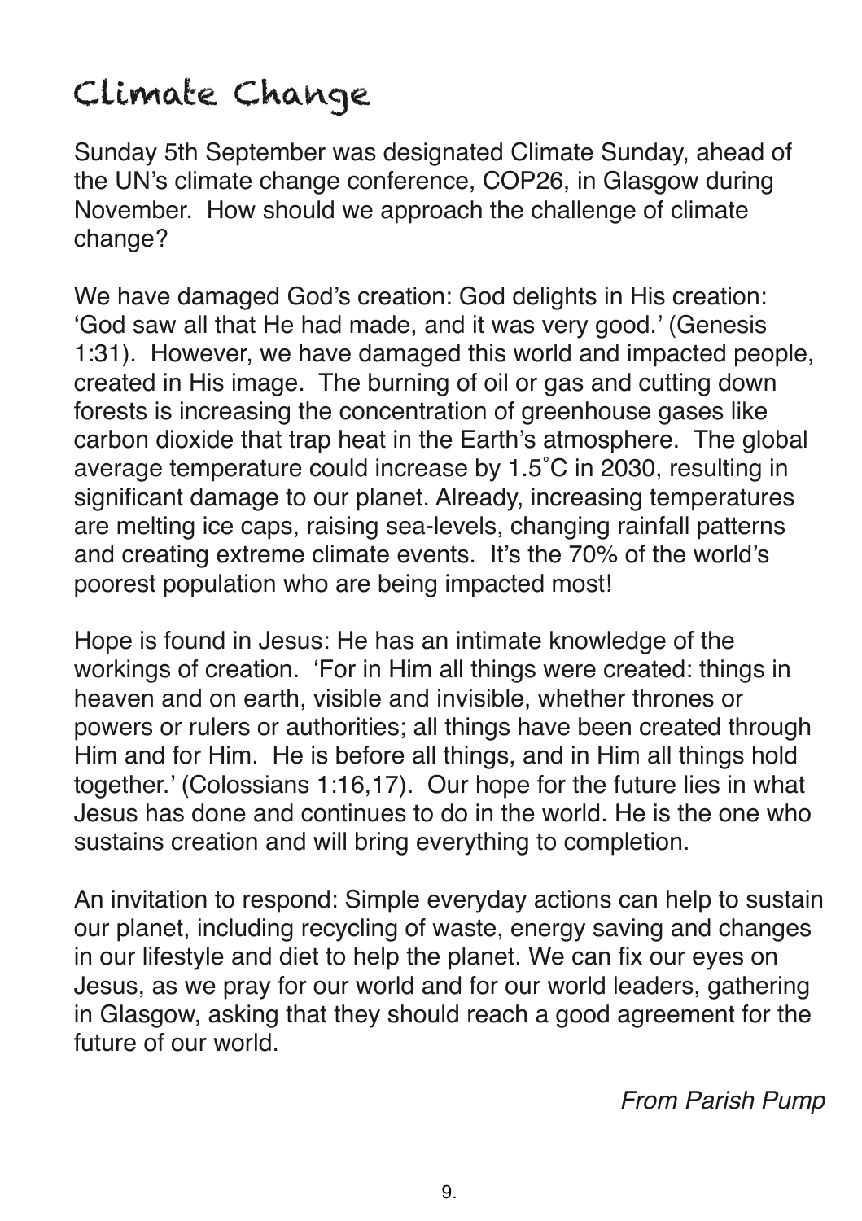# Climate Change

Sunday 5th September was designated Climate Sunday, ahead of the UN's climate change conference, COP26, in Glasgow during November. How should we approach the challenge of climate change?

We have damaged God's creation: God delights in His creation: 'God saw all that He had made, and it was very good.' (Genesis 1:31). However, we have damaged this world and impacted people, created in His image. The burning of oil or gas and cutting down forests is increasing the concentration of greenhouse gases like carbon dioxide that trap heat in the Earth's atmosphere. The global average temperature could increase by 1.5˚C in 2030, resulting in significant damage to our planet. Already, increasing temperatures are melting ice caps, raising sea-levels, changing rainfall patterns and creating extreme climate events. It's the 70% of the world's poorest population who are being impacted most!

Hope is found in Jesus: He has an intimate knowledge of the workings of creation. 'For in Him all things were created: things in heaven and on earth, visible and invisible, whether thrones or powers or rulers or authorities; all things have been created through Him and for Him. He is before all things, and in Him all things hold together.' (Colossians 1:16,17). Our hope for the future lies in what Jesus has done and continues to do in the world. He is the one who sustains creation and will bring everything to completion.

An invitation to respond: Simple everyday actions can help to sustain our planet, including recycling of waste, energy saving and changes in our lifestyle and diet to help the planet. We can fix our eyes on Jesus, as we pray for our world and for our world leaders, gathering in Glasgow, asking that they should reach a good agreement for the future of our world.

*From Parish Pump*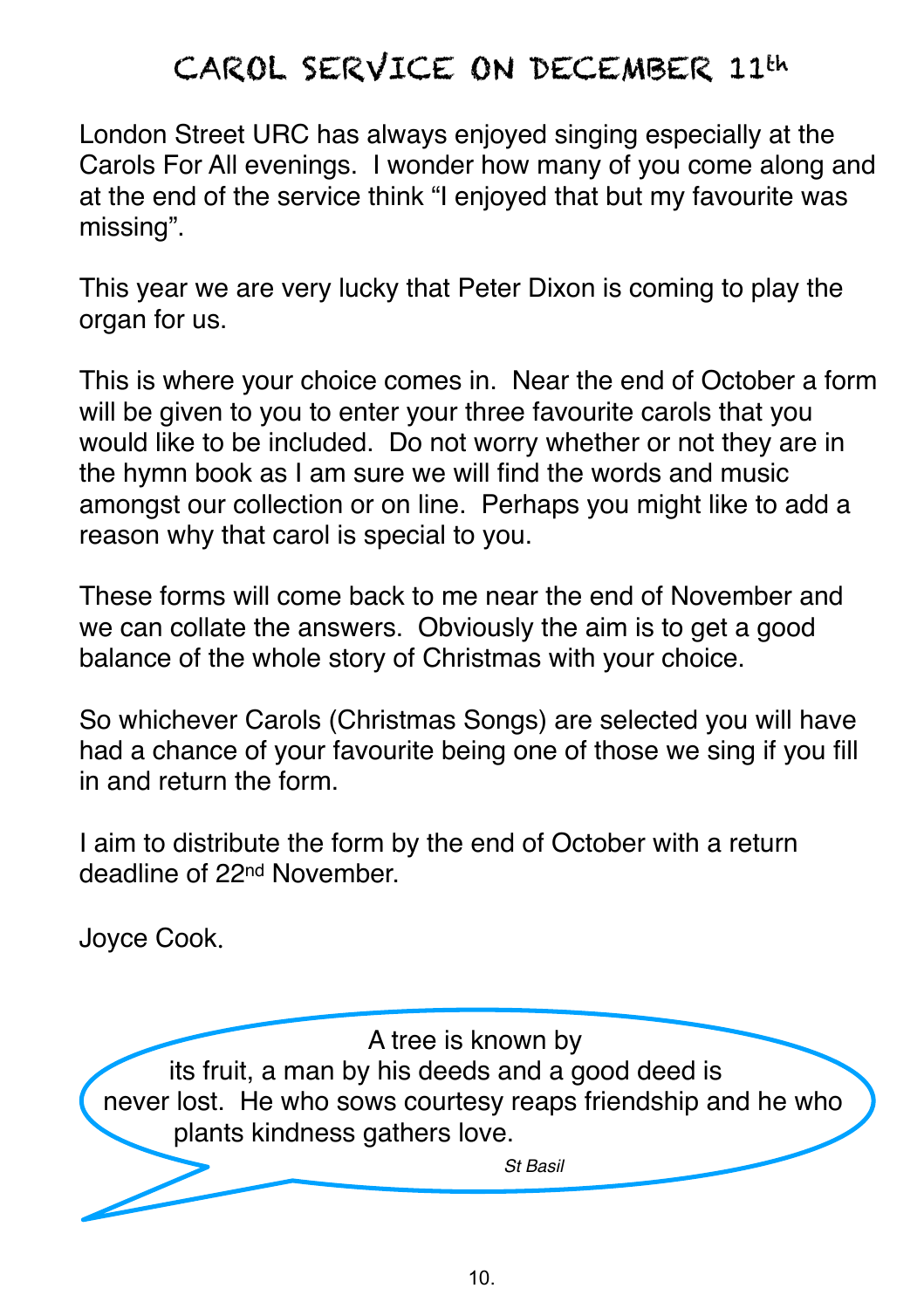# CAROL SERVICE ON DECEMBER 11th

London Street URC has always enjoyed singing especially at the Carols For All evenings. I wonder how many of you come along and at the end of the service think "I enjoyed that but my favourite was missing".

This year we are very lucky that Peter Dixon is coming to play the organ for us.

This is where your choice comes in. Near the end of October a form will be given to you to enter your three favourite carols that you would like to be included. Do not worry whether or not they are in the hymn book as I am sure we will find the words and music amongst our collection or on line. Perhaps you might like to add a reason why that carol is special to you.

These forms will come back to me near the end of November and we can collate the answers. Obviously the aim is to get a good balance of the whole story of Christmas with your choice.

So whichever Carols (Christmas Songs) are selected you will have had a chance of your favourite being one of those we sing if you fill in and return the form.

I aim to distribute the form by the end of October with a return deadline of 22nd November.

Joyce Cook.

A tree is known by its fruit, a man by his deeds and a good deed is never lost. He who sows courtesy reaps friendship and he who plants kindness gathers love.

*St Basil*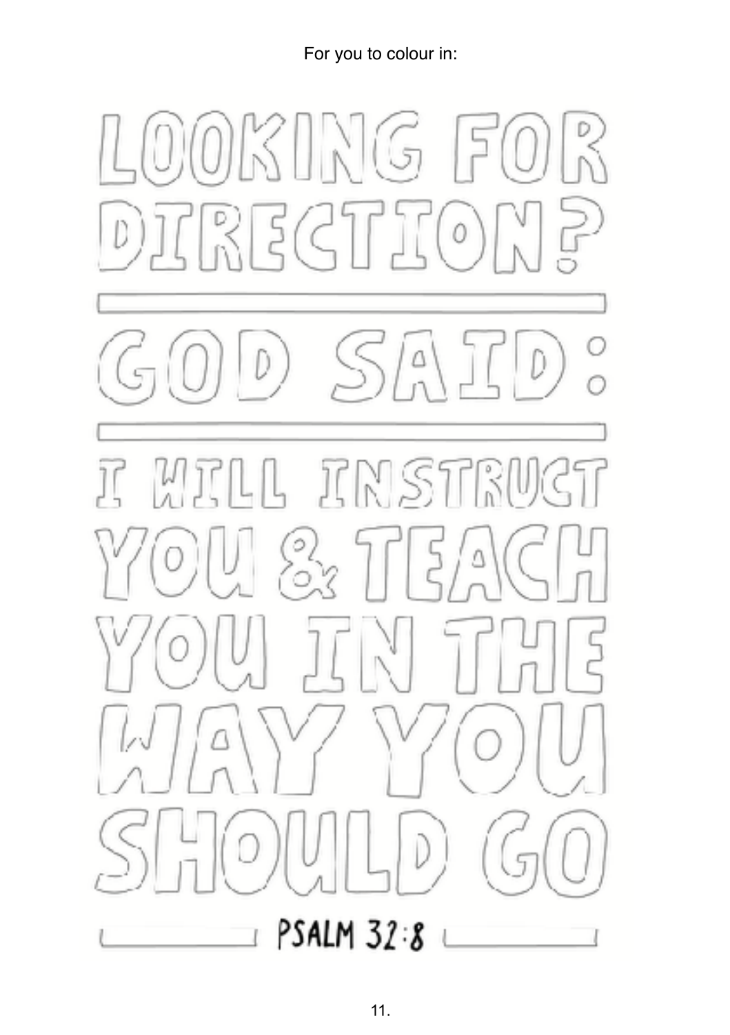For you to colour in:

# LOOKING FOR DIRECTION?

---

## GOD SAID:

---

## I WILL INSTRUCT YOU & TEACH YOU IN THE WAY YOU SHOULD GO

PSALM 32:8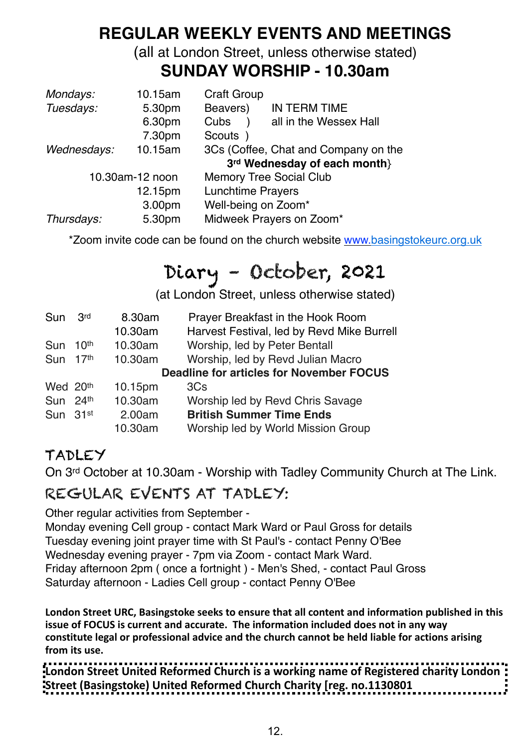# REGULAR WEEKLY EVENTS AND MEETINGS

(all at London Street, unless otherwise stated)

## SUNDAY WORSHIP - 10.30am

| | | | |
|---|---|---|---|
| *Mondays:* | 10.15am | Craft Group | |
| *Tuesdays:* | 5.30pm | Beavers) | IN TERM TIME |
| | 6.30pm | Cubs ) | all in the Wessex Hall |
| | 7.30pm | Scouts ) | |
| *Wednesdays:* | 10.15am | 3Cs (Coffee, Chat and Company on the **3rd Wednesday of each month**} | |
| | 10.30am-12 noon | Memory Tree Social Club | |
| | 12.15pm | Lunchtime Prayers | |
| | 3.00pm | Well-being on Zoom* | |
| *Thursdays:* | 5.30pm | Midweek Prayers on Zoom* | |

*Zoom invite code can be found on the church website www.basingstokeurc.org.uk

# Diary - October, 2021

(at London Street, unless otherwise stated)

| | | | |
|---|---|---|---|
| Sun | 3rd | 8.30am | Prayer Breakfast in the Hook Room |
| | | 10.30am | Harvest Festival, led by Revd Mike Burrell |
| Sun | 10th | 10.30am | Worship, led by Peter Bentall |
| Sun | 17th | 10.30am | Worship, led by Revd Julian Macro |
| | | | **Deadline for articles for November FOCUS** |
| Wed | 20th | 10.15pm | 3Cs |
| Sun | 24th | 10.30am | Worship led by Revd Chris Savage |
| Sun | 31st | 2.00am | **British Summer Time Ends** |
| | | 10.30am | Worship led by World Mission Group |

## TADLEY

On 3rd October at 10.30am - Worship with Tadley Community Church at The Link.

## REGULAR EVENTS AT TADLEY:

Other regular activities from September -
Monday evening Cell group - contact Mark Ward or Paul Gross for details
Tuesday evening joint prayer time with St Paul's - contact Penny O'Bee
Wednesday evening prayer - 7pm via Zoom - contact Mark Ward.
Friday afternoon 2pm ( once a fortnight ) - Men's Shed, - contact Paul Gross
Saturday afternoon - Ladies Cell group - contact Penny O'Bee

**London Street URC, Basingstoke seeks to ensure that all content and information published in this issue of FOCUS is current and accurate. The information included does not in any way constitute legal or professional advice and the church cannot be held liable for actions arising from its use.**

**London Street United Reformed Church is a working name of Registered charity London Street (Basingstoke) United Reformed Church Charity [reg. no.1130801**